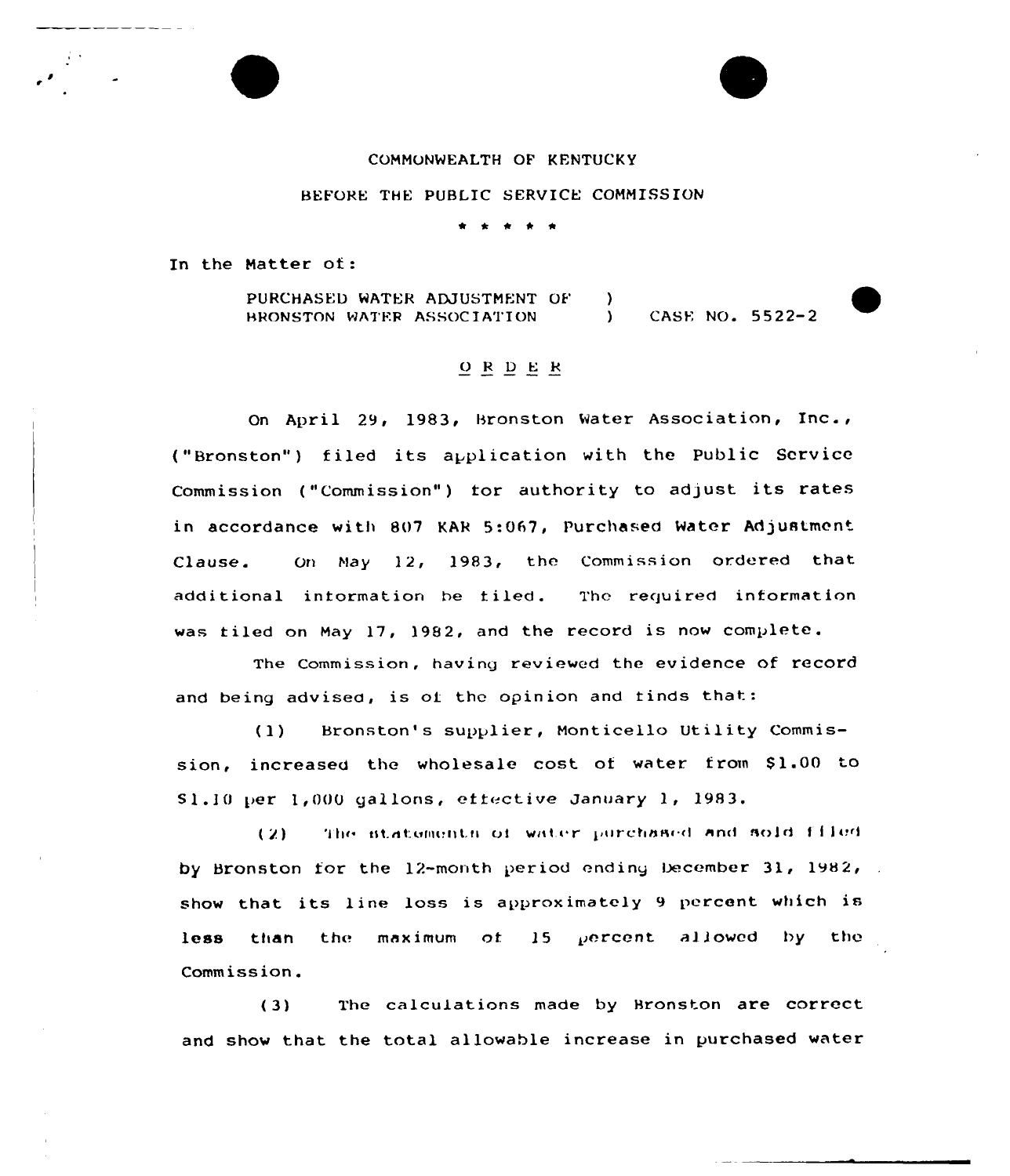COMMONWEALTH OF KENTUCKY

BEFORE THE PUBLIC SERVICE COMMISSION

\* \* \* \* \*

In the Matter of:

PURCHASED WATER ADJUSTMENT OF BRONSTON WATER ASSOCIATION ) CASE NO. 5522-2

O R D E R

On April 29, 1983, Bronston Water Association, Inc., ("Bronston") filed its application with the Public Service Commission ("Commission") for authority to adjust its rates in accordance with 807 KAR 5:067, Purchased Water Adjustment Clause. On May 12, 1983, the Commission ordered that additional information be filed. The required information was filed on May 17, 1982, and the record is now complete.

The Commission, having reviewed the evidence of record and being advised, is of the opinion and finds that:

(1) Bronston's supplier, Monticello Utility Commission, increased the wholesale cost of water from $1.00 to $1.10 per 1,000 gallons, effective January 1, 1983.

(2) The statements of water purchased and sold filed by Bronston for the 12-month period ending December 31, 1982, show that its line loss is approximately 9 percent which is less than the maximum of 15 percent allowed by the Commission.

(3) The calculations made by Bronston are correct and show that the total allowable increase in purchased water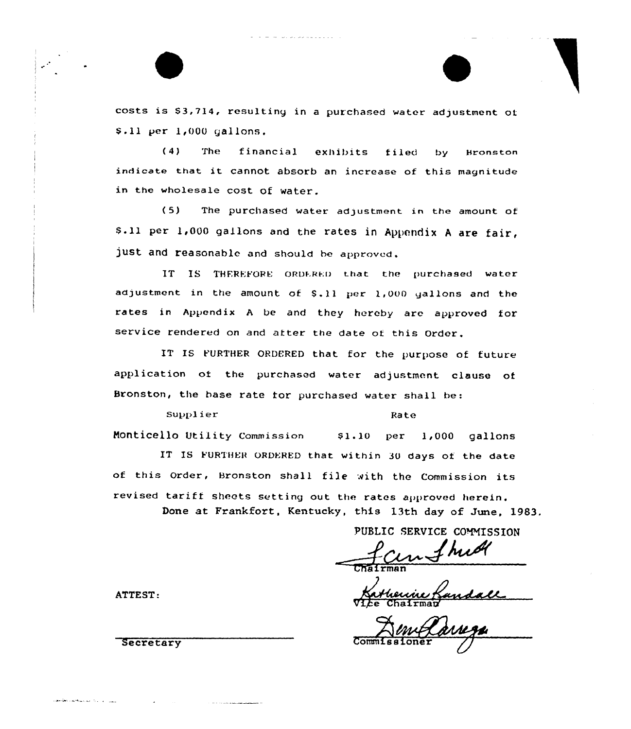costs is $3,714, resulting in a purchased water adjustment of $.11 per 1,000 gallons.

(4) The financial exhibits filed by Bronston indicate that it cannot absorb an increase of this magnitude in the wholesale cost of water.

(5) The purchased water adjustment in the amount of $.11 per 1,000 gallons and the rates in Appendix A are fair, just and reasonable and should be approved.

IT IS THEREFORE ORDERED that the purchased water adjustment in the amount of $.11 per 1,000 gallons and the rates in Appendix A be and they hereby are approved for service rendered on and after the date of this Order.

IT IS FURTHER ORDERED that for the purpose of future application of the purchased water adjustment clause of Bronston, the base rate for purchased water shall be:

| Supplier | Rate |
|---|---|
| Monticello Utility Commission | $1.10 per 1,000 gallons |

IT IS FURTHER ORDERED that within 30 days of the date of this Order, Bronston shall file with the Commission its revised tariff sheets setting out the rates approved herein.

Done at Frankfort, Kentucky, this 13th day of June, 1983.

PUBLIC SERVICE COMMISSION

Chairman

Vice Chairman

Commissioner

ATTEST:

Secretary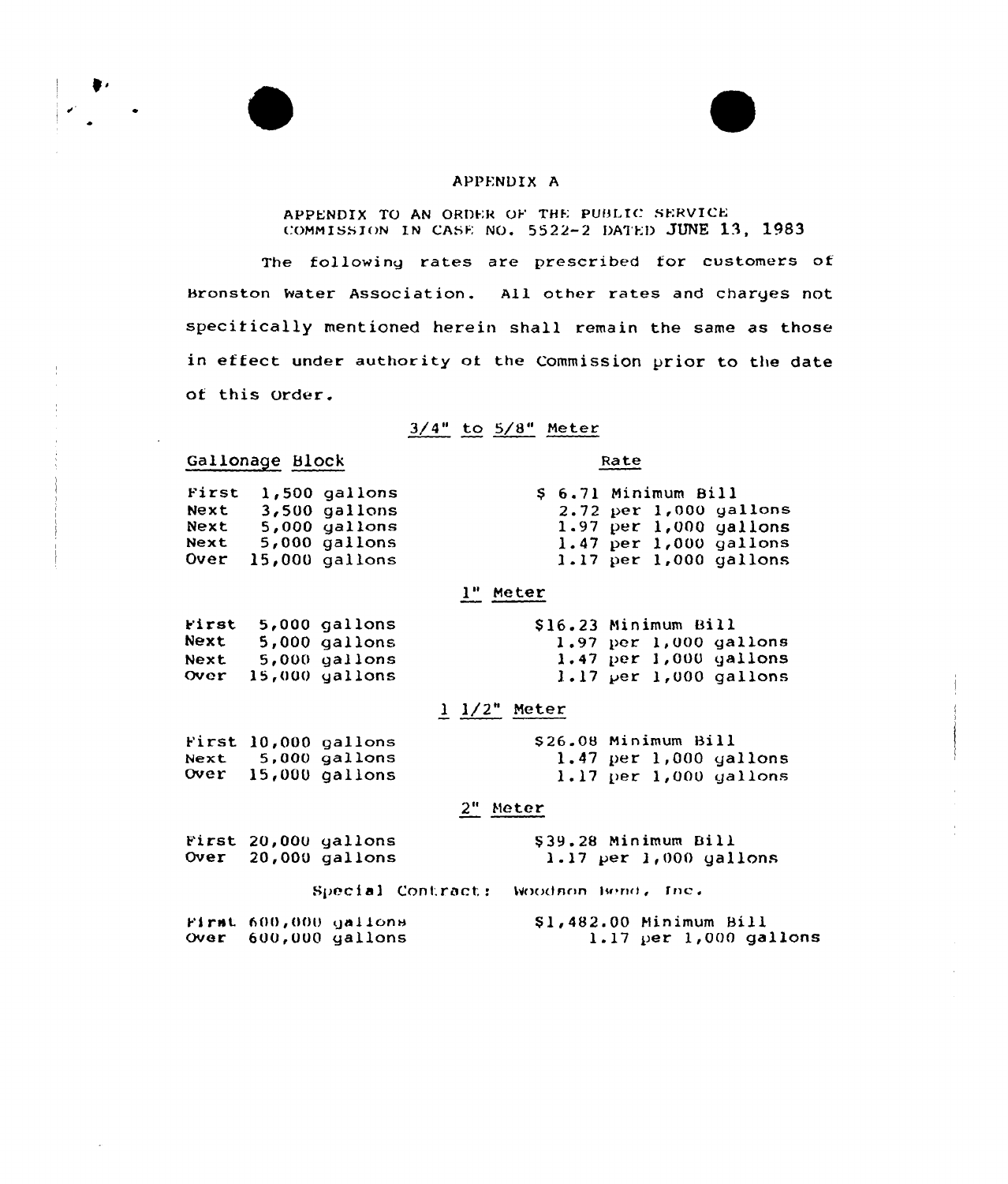# APPENDIX A

APPENDIX TO AN ORDER OF THE PUBLIC SERVICE COMMISSION IN CASE NO. 5522-2 DATED JUNE 13, 1983

The following rates are prescribed for customers of Bronston Water Association. All other rates and charges not specifically mentioned herein shall remain the same as those in effect under authority of the Commission prior to the date of this Order.

## 3/4" to 5/8" Meter

| Gallonage Block | Rate |
|---|---|
| First 1,500 gallons | $ 6.71 Minimum Bill |
| Next 3,500 gallons | 2.72 per 1,000 gallons |
| Next 5,000 gallons | 1.97 per 1,000 gallons |
| Next 5,000 gallons | 1.47 per 1,000 gallons |
| Over 15,000 gallons | 1.17 per 1,000 gallons |

## 1" Meter

| | |
|---|---|
| First 5,000 gallons | $16.23 Minimum Bill |
| Next 5,000 gallons | 1.97 per 1,000 gallons |
| Next 5,000 gallons | 1.47 per 1,000 gallons |
| Over 15,000 gallons | 1.17 per 1,000 gallons |

## 1 1/2" Meter

| | |
|---|---|
| First 10,000 gallons | $26.08 Minimum Bill |
| Next 5,000 gallons | 1.47 per 1,000 gallons |
| Over 15,000 gallons | 1.17 per 1,000 gallons |

## 2" Meter

| | |
|---|---|
| First 20,000 gallons | $39.28 Minimum Bill |
| Over 20,000 gallons | 1.17 per 1,000 gallons |

Special Contract: Woodnon Bend, Inc.

| | |
|---|---|
| First 600,000 gallons | $1,482.00 Minimum Bill |
| Over 600,000 gallons | 1.17 per 1,000 gallons |